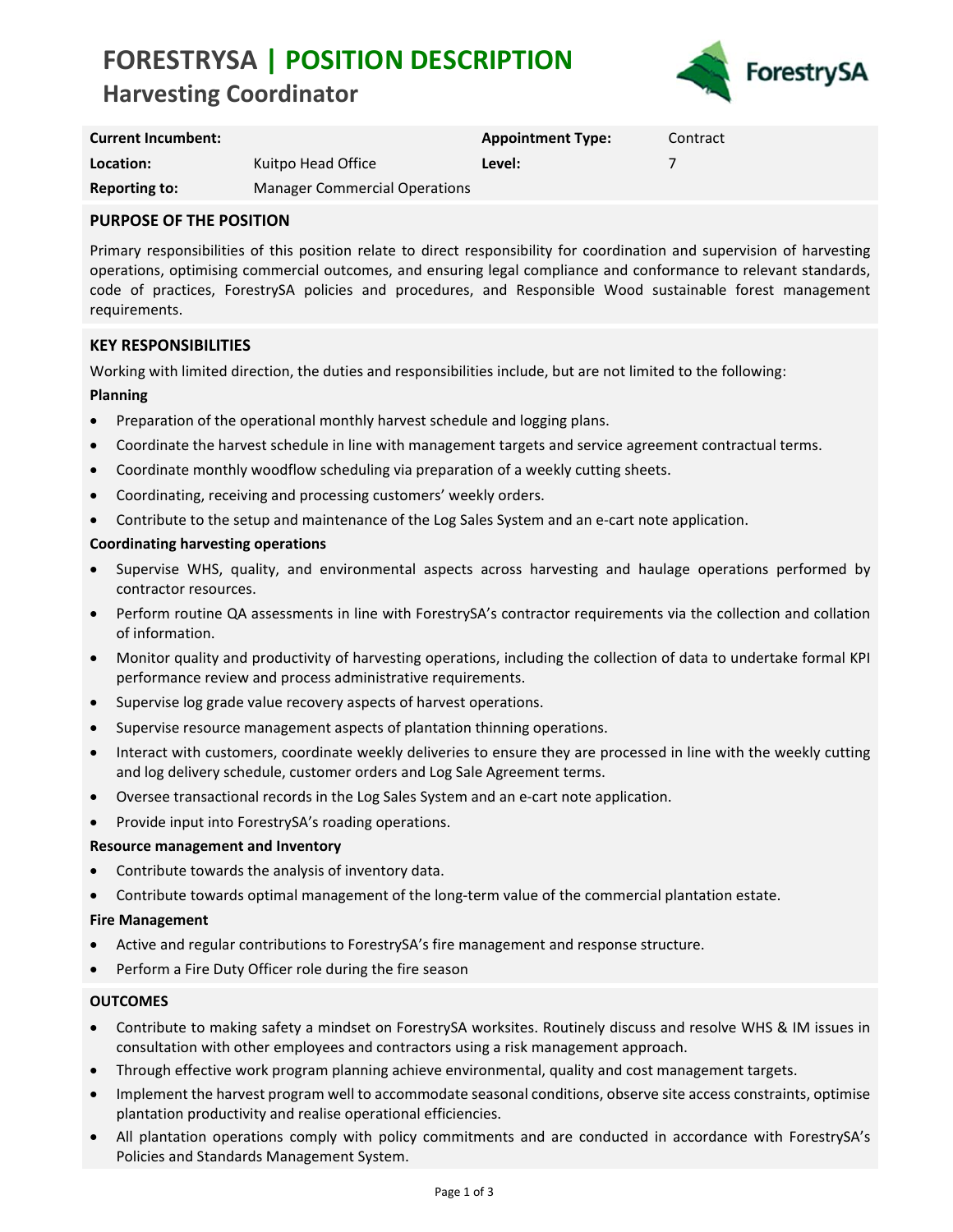# FORESTRYSA | POSITION DESCRIPTION

## Harvesting Coordinator

| | | | |
|---|---|---|---|
| **Current Incumbent:** | | **Appointment Type:** | Contract |
| **Location:** | Kuitpo Head Office | **Level:** | 7 |
| **Reporting to:** | Manager Commercial Operations | | |

### PURPOSE OF THE POSITION

Primary responsibilities of this position relate to direct responsibility for coordination and supervision of harvesting operations, optimising commercial outcomes, and ensuring legal compliance and conformance to relevant standards, code of practices, ForestrySA policies and procedures, and Responsible Wood sustainable forest management requirements.

### KEY RESPONSIBILITIES

Working with limited direction, the duties and responsibilities include, but are not limited to the following:

**Planning**

- Preparation of the operational monthly harvest schedule and logging plans.
- Coordinate the harvest schedule in line with management targets and service agreement contractual terms.
- Coordinate monthly woodflow scheduling via preparation of a weekly cutting sheets.
- Coordinating, receiving and processing customers' weekly orders.
- Contribute to the setup and maintenance of the Log Sales System and an e-cart note application.

**Coordinating harvesting operations**

- Supervise WHS, quality, and environmental aspects across harvesting and haulage operations performed by contractor resources.
- Perform routine QA assessments in line with ForestrySA's contractor requirements via the collection and collation of information.
- Monitor quality and productivity of harvesting operations, including the collection of data to undertake formal KPI performance review and process administrative requirements.
- Supervise log grade value recovery aspects of harvest operations.
- Supervise resource management aspects of plantation thinning operations.
- Interact with customers, coordinate weekly deliveries to ensure they are processed in line with the weekly cutting and log delivery schedule, customer orders and Log Sale Agreement terms.
- Oversee transactional records in the Log Sales System and an e-cart note application.
- Provide input into ForestrySA's roading operations.

**Resource management and Inventory**

- Contribute towards the analysis of inventory data.
- Contribute towards optimal management of the long-term value of the commercial plantation estate.

**Fire Management**

- Active and regular contributions to ForestrySA's fire management and response structure.
- Perform a Fire Duty Officer role during the fire season

### OUTCOMES

- Contribute to making safety a mindset on ForestrySA worksites. Routinely discuss and resolve WHS & IM issues in consultation with other employees and contractors using a risk management approach.
- Through effective work program planning achieve environmental, quality and cost management targets.
- Implement the harvest program well to accommodate seasonal conditions, observe site access constraints, optimise plantation productivity and realise operational efficiencies.
- All plantation operations comply with policy commitments and are conducted in accordance with ForestrySA's Policies and Standards Management System.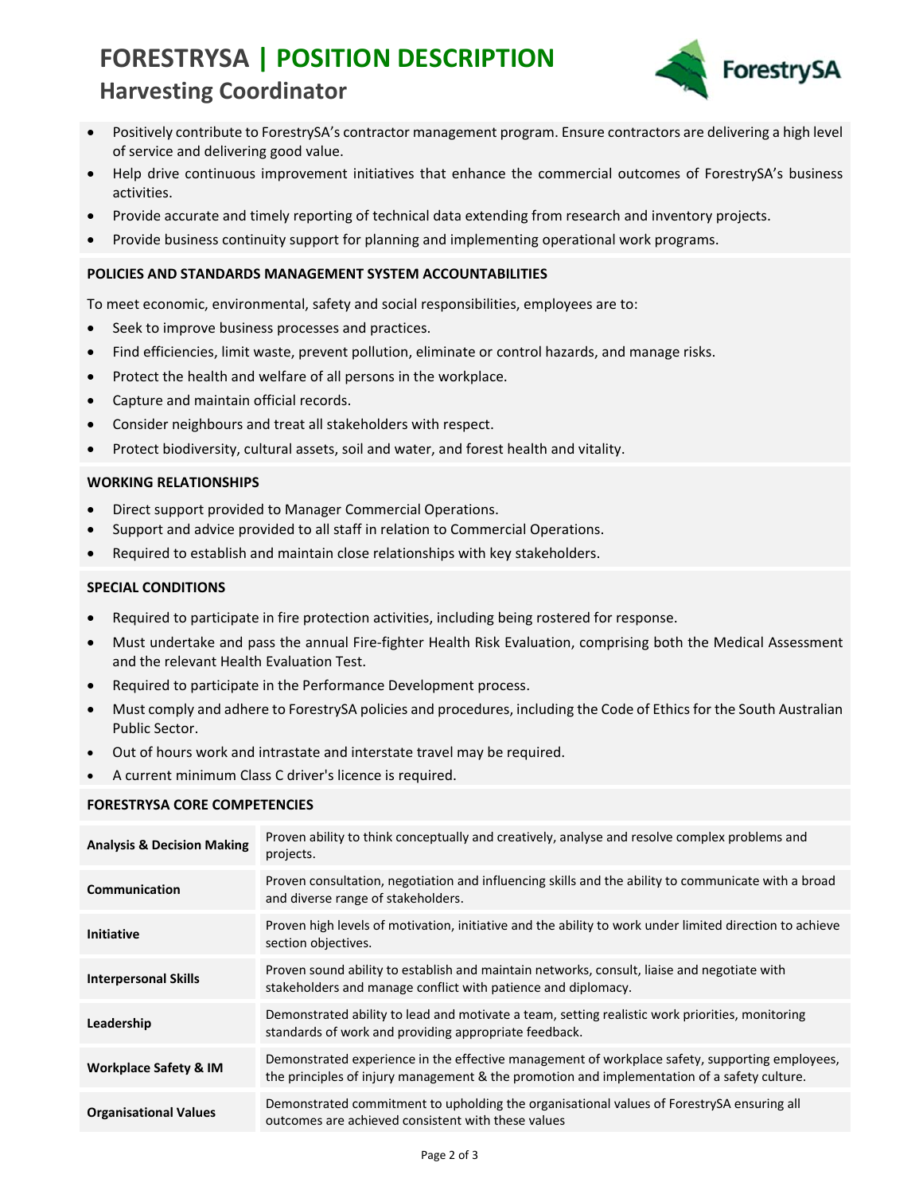- Positively contribute to ForestrySA's contractor management program. Ensure contractors are delivering a high level of service and delivering good value.
- Help drive continuous improvement initiatives that enhance the commercial outcomes of ForestrySA's business activities.
- Provide accurate and timely reporting of technical data extending from research and inventory projects.
- Provide business continuity support for planning and implementing operational work programs.

## POLICIES AND STANDARDS MANAGEMENT SYSTEM ACCOUNTABILITIES

To meet economic, environmental, safety and social responsibilities, employees are to:

- Seek to improve business processes and practices.
- Find efficiencies, limit waste, prevent pollution, eliminate or control hazards, and manage risks.
- Protect the health and welfare of all persons in the workplace.
- Capture and maintain official records.
- Consider neighbours and treat all stakeholders with respect.
- Protect biodiversity, cultural assets, soil and water, and forest health and vitality.

## WORKING RELATIONSHIPS

- Direct support provided to Manager Commercial Operations.
- Support and advice provided to all staff in relation to Commercial Operations.
- Required to establish and maintain close relationships with key stakeholders.

## SPECIAL CONDITIONS

- Required to participate in fire protection activities, including being rostered for response.
- Must undertake and pass the annual Fire-fighter Health Risk Evaluation, comprising both the Medical Assessment and the relevant Health Evaluation Test.
- Required to participate in the Performance Development process.
- Must comply and adhere to ForestrySA policies and procedures, including the Code of Ethics for the South Australian Public Sector.
- Out of hours work and intrastate and interstate travel may be required.
- A current minimum Class C driver's licence is required.

## FORESTRYSA CORE COMPETENCIES

| | |
|---|---|
| **Analysis & Decision Making** | Proven ability to think conceptually and creatively, analyse and resolve complex problems and projects. |
| **Communication** | Proven consultation, negotiation and influencing skills and the ability to communicate with a broad and diverse range of stakeholders. |
| **Initiative** | Proven high levels of motivation, initiative and the ability to work under limited direction to achieve section objectives. |
| **Interpersonal Skills** | Proven sound ability to establish and maintain networks, consult, liaise and negotiate with stakeholders and manage conflict with patience and diplomacy. |
| **Leadership** | Demonstrated ability to lead and motivate a team, setting realistic work priorities, monitoring standards of work and providing appropriate feedback. |
| **Workplace Safety & IM** | Demonstrated experience in the effective management of workplace safety, supporting employees, the principles of injury management & the promotion and implementation of a safety culture. |
| **Organisational Values** | Demonstrated commitment to upholding the organisational values of ForestrySA ensuring all outcomes are achieved consistent with these values |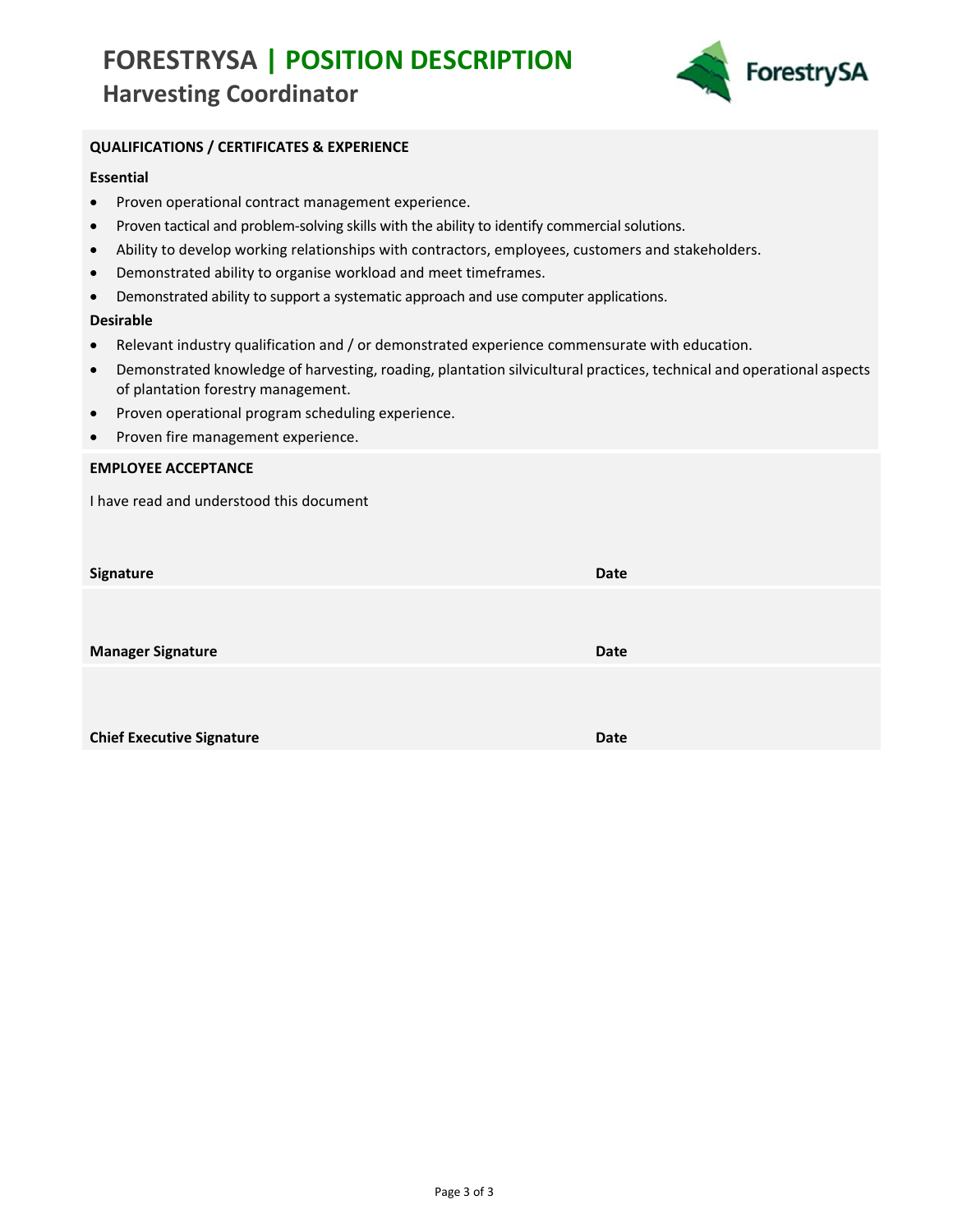# FORESTRYSA | POSITION DESCRIPTION

## Harvesting Coordinator

**QUALIFICATIONS / CERTIFICATES & EXPERIENCE**

**Essential**

- Proven operational contract management experience.
- Proven tactical and problem-solving skills with the ability to identify commercial solutions.
- Ability to develop working relationships with contractors, employees, customers and stakeholders.
- Demonstrated ability to organise workload and meet timeframes.
- Demonstrated ability to support a systematic approach and use computer applications.

**Desirable**

- Relevant industry qualification and / or demonstrated experience commensurate with education.
- Demonstrated knowledge of harvesting, roading, plantation silvicultural practices, technical and operational aspects of plantation forestry management.
- Proven operational program scheduling experience.
- Proven fire management experience.

**EMPLOYEE ACCEPTANCE**

I have read and understood this document

**Signature** **Date**

**Manager Signature** **Date**

**Chief Executive Signature** **Date**